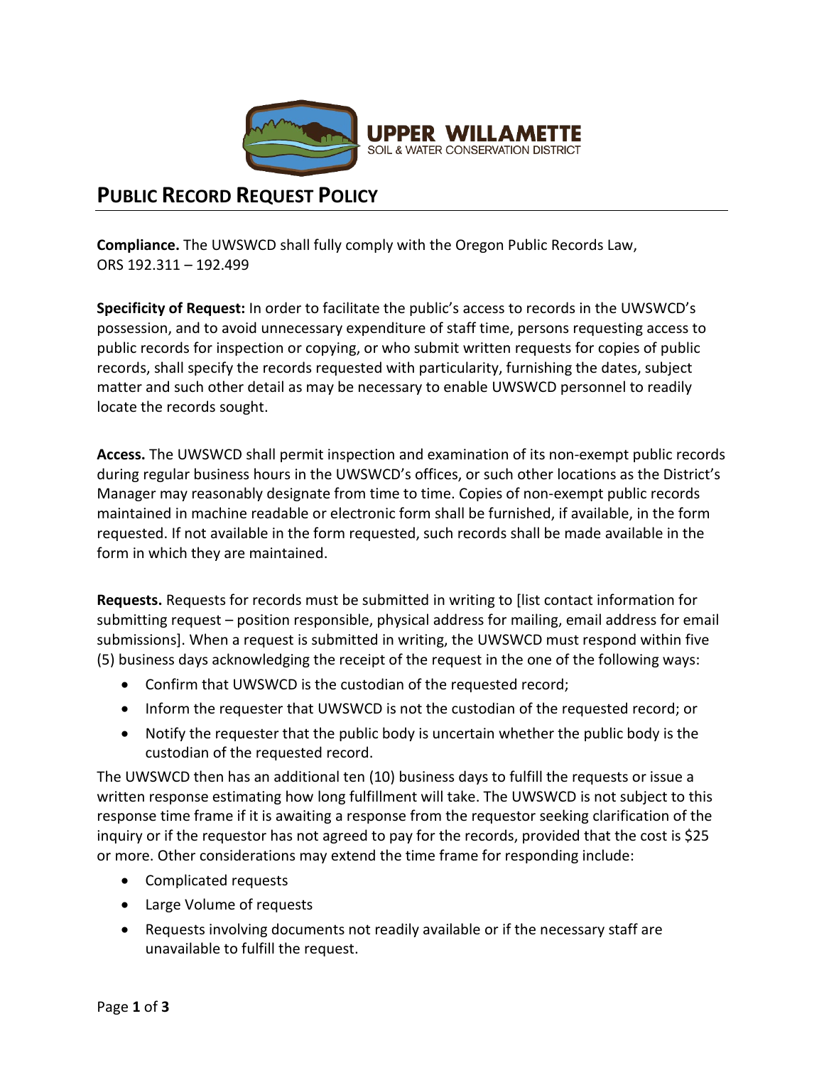**UPPER WILLAMETTE**
SOIL & WATER CONSERVATION DISTRICT

# PUBLIC RECORD REQUEST POLICY

**Compliance.** The UWSWCD shall fully comply with the Oregon Public Records Law, ORS 192.311 – 192.499

**Specificity of Request:** In order to facilitate the public's access to records in the UWSWCD's possession, and to avoid unnecessary expenditure of staff time, persons requesting access to public records for inspection or copying, or who submit written requests for copies of public records, shall specify the records requested with particularity, furnishing the dates, subject matter and such other detail as may be necessary to enable UWSWCD personnel to readily locate the records sought.

**Access.** The UWSWCD shall permit inspection and examination of its non-exempt public records during regular business hours in the UWSWCD's offices, or such other locations as the District's Manager may reasonably designate from time to time. Copies of non-exempt public records maintained in machine readable or electronic form shall be furnished, if available, in the form requested. If not available in the form requested, such records shall be made available in the form in which they are maintained.

**Requests.** Requests for records must be submitted in writing to [list contact information for submitting request – position responsible, physical address for mailing, email address for email submissions]. When a request is submitted in writing, the UWSWCD must respond within five (5) business days acknowledging the receipt of the request in the one of the following ways:

- Confirm that UWSWCD is the custodian of the requested record;
- Inform the requester that UWSWCD is not the custodian of the requested record; or
- Notify the requester that the public body is uncertain whether the public body is the custodian of the requested record.

The UWSWCD then has an additional ten (10) business days to fulfill the requests or issue a written response estimating how long fulfillment will take. The UWSWCD is not subject to this response time frame if it is awaiting a response from the requestor seeking clarification of the inquiry or if the requestor has not agreed to pay for the records, provided that the cost is $25 or more. Other considerations may extend the time frame for responding include:

- Complicated requests
- Large Volume of requests
- Requests involving documents not readily available or if the necessary staff are unavailable to fulfill the request.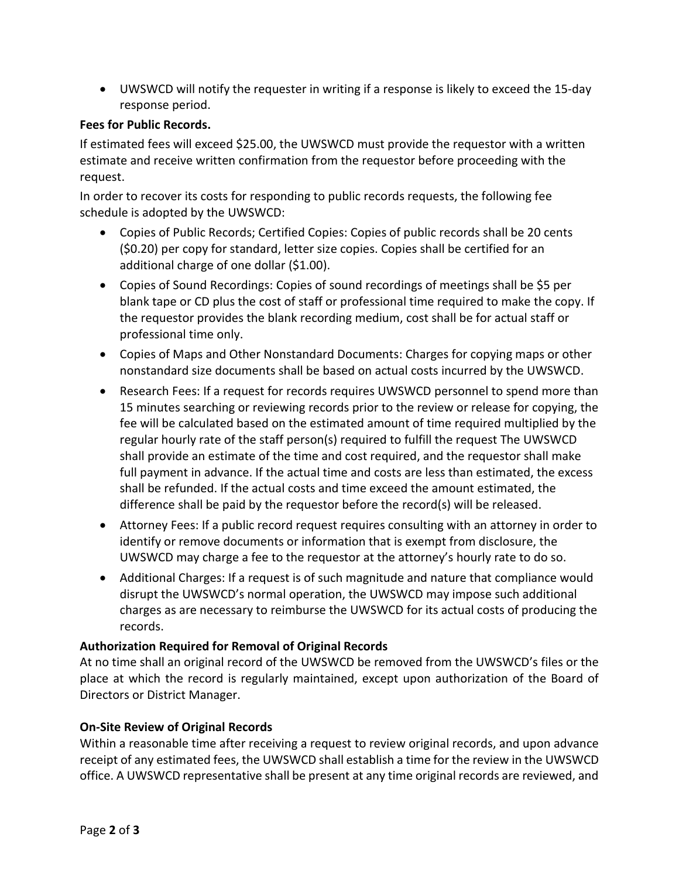- UWSWCD will notify the requester in writing if a response is likely to exceed the 15-day response period.

**Fees for Public Records.**

If estimated fees will exceed $25.00, the UWSWCD must provide the requestor with a written estimate and receive written confirmation from the requestor before proceeding with the request.

In order to recover its costs for responding to public records requests, the following fee schedule is adopted by the UWSWCD:

- Copies of Public Records; Certified Copies: Copies of public records shall be 20 cents ($0.20) per copy for standard, letter size copies. Copies shall be certified for an additional charge of one dollar ($1.00).
- Copies of Sound Recordings: Copies of sound recordings of meetings shall be $5 per blank tape or CD plus the cost of staff or professional time required to make the copy. If the requestor provides the blank recording medium, cost shall be for actual staff or professional time only.
- Copies of Maps and Other Nonstandard Documents: Charges for copying maps or other nonstandard size documents shall be based on actual costs incurred by the UWSWCD.
- Research Fees: If a request for records requires UWSWCD personnel to spend more than 15 minutes searching or reviewing records prior to the review or release for copying, the fee will be calculated based on the estimated amount of time required multiplied by the regular hourly rate of the staff person(s) required to fulfill the request The UWSWCD shall provide an estimate of the time and cost required, and the requestor shall make full payment in advance. If the actual time and costs are less than estimated, the excess shall be refunded. If the actual costs and time exceed the amount estimated, the difference shall be paid by the requestor before the record(s) will be released.
- Attorney Fees: If a public record request requires consulting with an attorney in order to identify or remove documents or information that is exempt from disclosure, the UWSWCD may charge a fee to the requestor at the attorney's hourly rate to do so.
- Additional Charges: If a request is of such magnitude and nature that compliance would disrupt the UWSWCD's normal operation, the UWSWCD may impose such additional charges as are necessary to reimburse the UWSWCD for its actual costs of producing the records.

**Authorization Required for Removal of Original Records**

At no time shall an original record of the UWSWCD be removed from the UWSWCD's files or the place at which the record is regularly maintained, except upon authorization of the Board of Directors or District Manager.

**On-Site Review of Original Records**

Within a reasonable time after receiving a request to review original records, and upon advance receipt of any estimated fees, the UWSWCD shall establish a time for the review in the UWSWCD office. A UWSWCD representative shall be present at any time original records are reviewed, and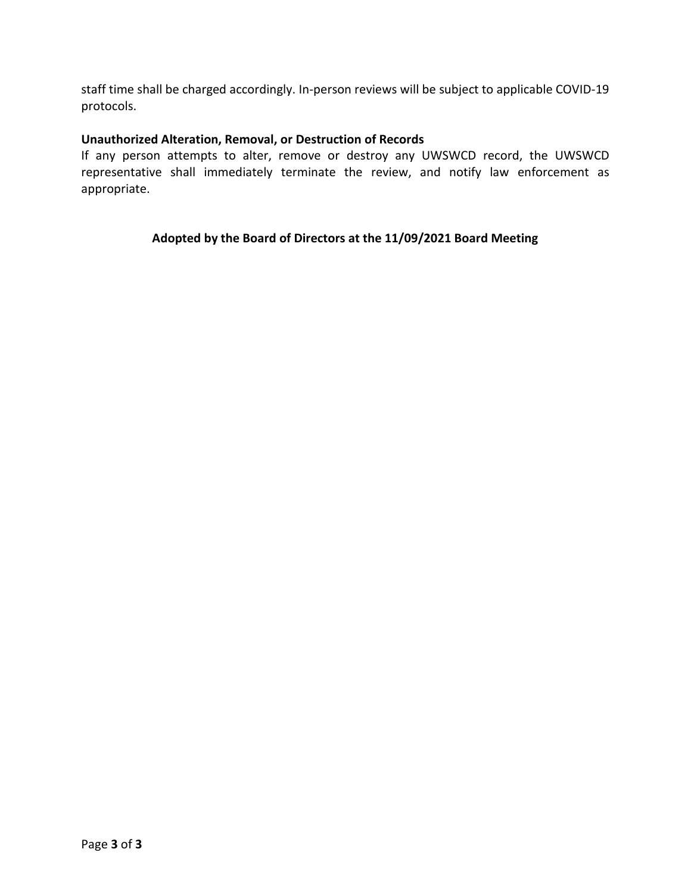staff time shall be charged accordingly. In-person reviews will be subject to applicable COVID-19 protocols.

**Unauthorized Alteration, Removal, or Destruction of Records**

If any person attempts to alter, remove or destroy any UWSWCD record, the UWSWCD representative shall immediately terminate the review, and notify law enforcement as appropriate.

**Adopted by the Board of Directors at the 11/09/2021 Board Meeting**